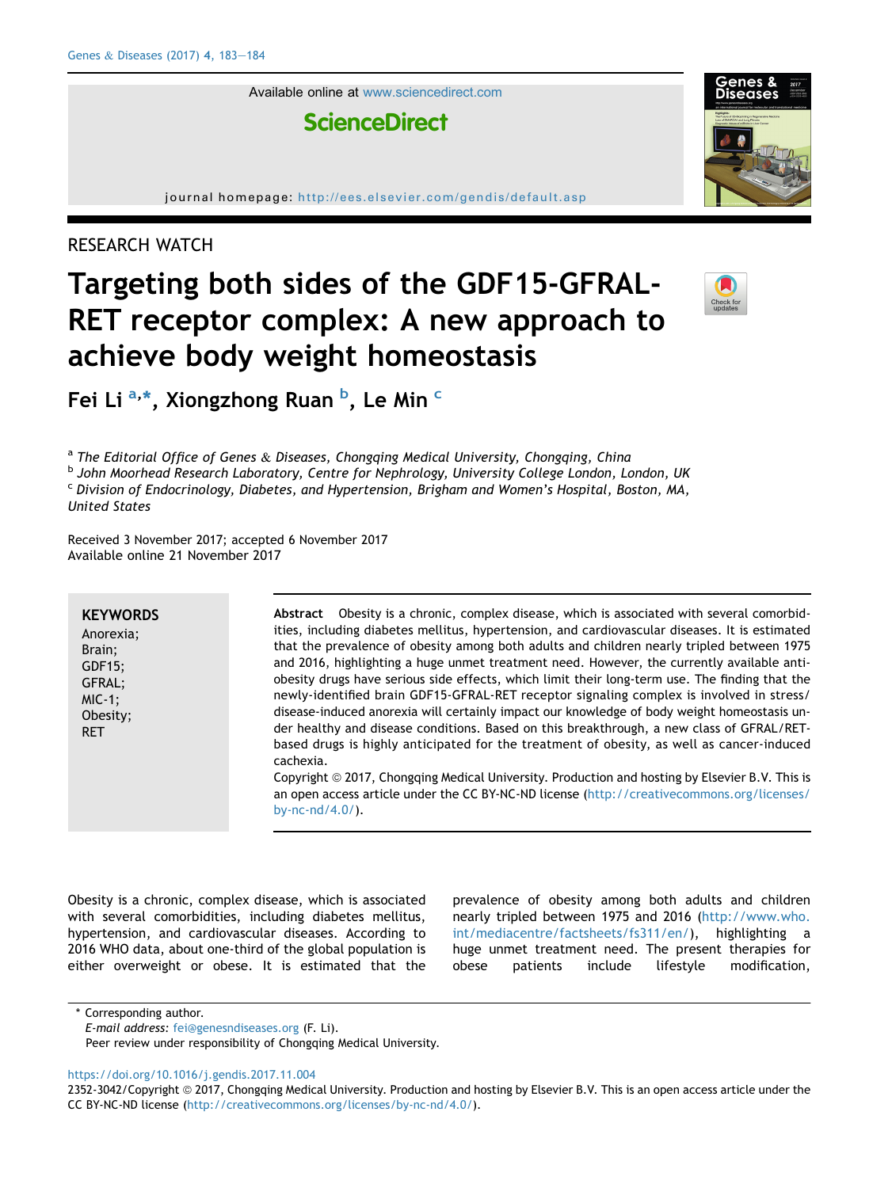Available online at www.sciencedirect.com

ScienceDirect

journal homepage: http://ees.elsevier.com/gendis/default.asp

RESEARCH WATCH

# Targeting both sides of the GDF15-GFRAL-RET receptor complex: A new approach to achieve body weight homeostasis

Fei Li [a,*], Xiongzhong Ruan [b], Le Min [c]

[a] *The Editorial Office of Genes & Diseases, Chongqing Medical University, Chongqing, China*
[b] *John Moorhead Research Laboratory, Centre for Nephrology, University College London, London, UK*
[c] *Division of Endocrinology, Diabetes, and Hypertension, Brigham and Women's Hospital, Boston, MA, United States*

Received 3 November 2017; accepted 6 November 2017
Available online 21 November 2017

**KEYWORDS**
Anorexia;
Brain;
GDF15;
GFRAL;
MIC-1;
Obesity;
RET

**Abstract** Obesity is a chronic, complex disease, which is associated with several comorbidities, including diabetes mellitus, hypertension, and cardiovascular diseases. It is estimated that the prevalence of obesity among both adults and children nearly tripled between 1975 and 2016, highlighting a huge unmet treatment need. However, the currently available anti-obesity drugs have serious side effects, which limit their long-term use. The finding that the newly-identified brain GDF15-GFRAL-RET receptor signaling complex is involved in stress/disease-induced anorexia will certainly impact our knowledge of body weight homeostasis under healthy and disease conditions. Based on this breakthrough, a new class of GFRAL/RET-based drugs is highly anticipated for the treatment of obesity, as well as cancer-induced cachexia.
Copyright © 2017, Chongqing Medical University. Production and hosting by Elsevier B.V. This is an open access article under the CC BY-NC-ND license (http://creativecommons.org/licenses/by-nc-nd/4.0/).

Obesity is a chronic, complex disease, which is associated with several comorbidities, including diabetes mellitus, hypertension, and cardiovascular diseases. According to 2016 WHO data, about one-third of the global population is either overweight or obese. It is estimated that the prevalence of obesity among both adults and children nearly tripled between 1975 and 2016 (http://www.who.int/mediacentre/factsheets/fs311/en/), highlighting a huge unmet treatment need. The present therapies for obese patients include lifestyle modification,

\* Corresponding author.
*E-mail address:* fei@genesndiseases.org (F. Li).
Peer review under responsibility of Chongqing Medical University.

https://doi.org/10.1016/j.gendis.2017.11.004
2352-3042/Copyright © 2017, Chongqing Medical University. Production and hosting by Elsevier B.V. This is an open access article under the CC BY-NC-ND license (http://creativecommons.org/licenses/by-nc-nd/4.0/).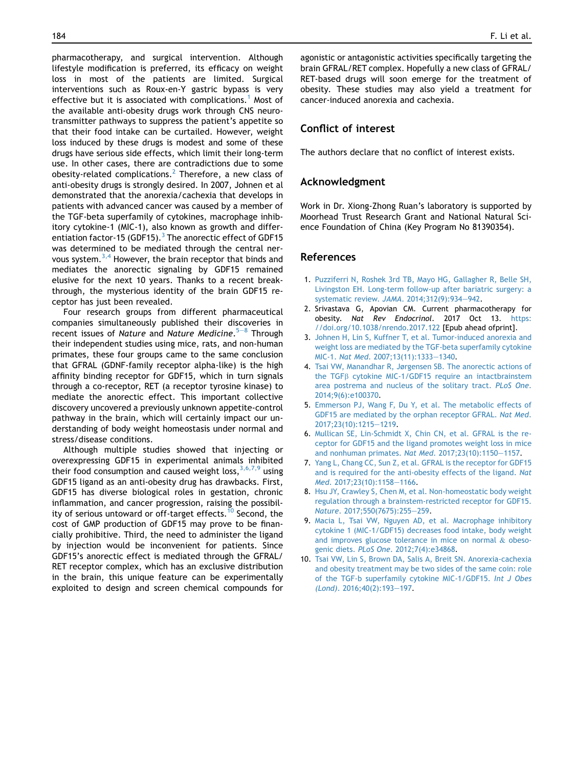pharmacotherapy, and surgical intervention. Although lifestyle modification is preferred, its efficacy on weight loss in most of the patients are limited. Surgical interventions such as Roux-en-Y gastric bypass is very effective but it is associated with complications.[1] Most of the available anti-obesity drugs work through CNS neurotransmitter pathways to suppress the patient's appetite so that their food intake can be curtailed. However, weight loss induced by these drugs is modest and some of these drugs have serious side effects, which limit their long-term use. In other cases, there are contradictions due to some obesity-related complications.[2] Therefore, a new class of anti-obesity drugs is strongly desired. In 2007, Johnen et al demonstrated that the anorexia/cachexia that develops in patients with advanced cancer was caused by a member of the TGF-beta superfamily of cytokines, macrophage inhibitory cytokine-1 (MIC-1), also known as growth and differentiation factor-15 (GDF15).[3] The anorectic effect of GDF15 was determined to be mediated through the central nervous system.[3,4] However, the brain receptor that binds and mediates the anorectic signaling by GDF15 remained elusive for the next 10 years. Thanks to a recent breakthrough, the mysterious identity of the brain GDF15 receptor has just been revealed.

Four research groups from different pharmaceutical companies simultaneously published their discoveries in recent issues of *Nature* and *Nature Medicine*.[5–8] Through their independent studies using mice, rats, and non-human primates, these four groups came to the same conclusion that GFRAL (GDNF-family receptor alpha-like) is the high affinity binding receptor for GDF15, which in turn signals through a co-receptor, RET (a receptor tyrosine kinase) to mediate the anorectic effect. This important collective discovery uncovered a previously unknown appetite-control pathway in the brain, which will certainly impact our understanding of body weight homeostasis under normal and stress/disease conditions.

Although multiple studies showed that injecting or overexpressing GDF15 in experimental animals inhibited their food consumption and caused weight loss,[3,6,7,9] using GDF15 ligand as an anti-obesity drug has drawbacks. First, GDF15 has diverse biological roles in gestation, chronic inflammation, and cancer progression, raising the possibility of serious untoward or off-target effects.[10] Second, the cost of GMP production of GDF15 may prove to be financially prohibitive. Third, the need to administer the ligand by injection would be inconvenient for patients. Since GDF15's anorectic effect is mediated through the GFRAL/RET receptor complex, which has an exclusive distribution in the brain, this unique feature can be experimentally exploited to design and screen chemical compounds for agonistic or antagonistic activities specifically targeting the brain GFRAL/RET complex. Hopefully a new class of GFRAL/RET-based drugs will soon emerge for the treatment of obesity. These studies may also yield a treatment for cancer-induced anorexia and cachexia.

## Conflict of interest

The authors declare that no conflict of interest exists.

## Acknowledgment

Work in Dr. Xiong-Zhong Ruan's laboratory is supported by Moorhead Trust Research Grant and National Natural Science Foundation of China (Key Program No 81390354).

## References

1. Puzziferri N, Roshek 3rd TB, Mayo HG, Gallagher R, Belle SH, Livingston EH. Long-term follow-up after bariatric surgery: a systematic review. *JAMA*. 2014;312(9):934–942.
2. Srivastava G, Apovian CM. Current pharmacotherapy for obesity. *Nat Rev Endocrinol*. 2017 Oct 13. https://doi.org/10.1038/nrendo.2017.122 [Epub ahead ofprint].
3. Johnen H, Lin S, Kuffner T, et al. Tumor-induced anorexia and weight loss are mediated by the TGF-beta superfamily cytokine MIC-1. *Nat Med*. 2007;13(11):1333–1340.
4. Tsai VW, Manandhar R, Jørgensen SB. The anorectic actions of the TGFβ cytokine MIC-1/GDF15 require an intactbrainstem area postrema and nucleus of the solitary tract. *PLoS One*. 2014;9(6):e100370.
5. Emmerson PJ, Wang F, Du Y, et al. The metabolic effects of GDF15 are mediated by the orphan receptor GFRAL. *Nat Med*. 2017;23(10):1215–1219.
6. Mullican SE, Lin-Schmidt X, Chin CN, et al. GFRAL is the receptor for GDF15 and the ligand promotes weight loss in mice and nonhuman primates. *Nat Med*. 2017;23(10):1150–1157.
7. Yang L, Chang CC, Sun Z, et al. GFRAL is the receptor for GDF15 and is required for the anti-obesity effects of the ligand. *Nat Med*. 2017;23(10):1158–1166.
8. Hsu JY, Crawley S, Chen M, et al. Non-homeostatic body weight regulation through a brainstem-restricted receptor for GDF15. *Nature*. 2017;550(7675):255–259.
9. Macia L, Tsai VW, Nguyen AD, et al. Macrophage inhibitory cytokine 1 (MIC-1/GDF15) decreases food intake, body weight and improves glucose tolerance in mice on normal & obesogenic diets. *PLoS One*. 2012;7(4):e34868.
10. Tsai VW, Lin S, Brown DA, Salis A, Breit SN. Anorexia-cachexia and obesity treatment may be two sides of the same coin: role of the TGF-b superfamily cytokine MIC-1/GDF15. *Int J Obes (Lond)*. 2016;40(2):193–197.